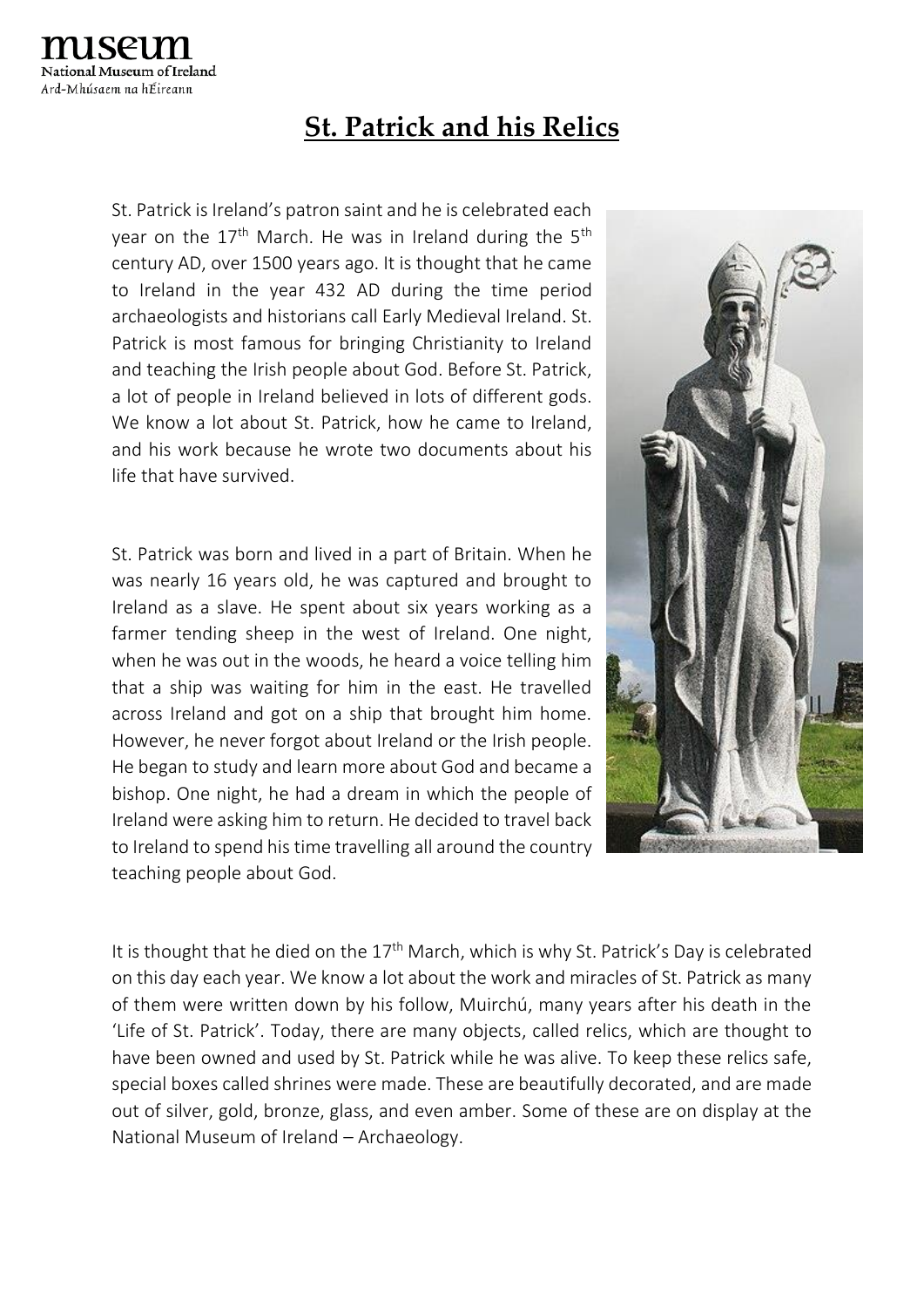museum
National Museum of Ireland
Ard-Mhúsaem na hÉireann

# St. Patrick and his Relics

St. Patrick is Ireland's patron saint and he is celebrated each year on the 17th March. He was in Ireland during the 5th century AD, over 1500 years ago. It is thought that he came to Ireland in the year 432 AD during the time period archaeologists and historians call Early Medieval Ireland. St. Patrick is most famous for bringing Christianity to Ireland and teaching the Irish people about God. Before St. Patrick, a lot of people in Ireland believed in lots of different gods. We know a lot about St. Patrick, how he came to Ireland, and his work because he wrote two documents about his life that have survived.

St. Patrick was born and lived in a part of Britain. When he was nearly 16 years old, he was captured and brought to Ireland as a slave. He spent about six years working as a farmer tending sheep in the west of Ireland. One night, when he was out in the woods, he heard a voice telling him that a ship was waiting for him in the east. He travelled across Ireland and got on a ship that brought him home. However, he never forgot about Ireland or the Irish people. He began to study and learn more about God and became a bishop. One night, he had a dream in which the people of Ireland were asking him to return. He decided to travel back to Ireland to spend his time travelling all around the country teaching people about God.

It is thought that he died on the 17th March, which is why St. Patrick's Day is celebrated on this day each year. We know a lot about the work and miracles of St. Patrick as many of them were written down by his follow, Muirchú, many years after his death in the 'Life of St. Patrick'. Today, there are many objects, called relics, which are thought to have been owned and used by St. Patrick while he was alive. To keep these relics safe, special boxes called shrines were made. These are beautifully decorated, and are made out of silver, gold, bronze, glass, and even amber. Some of these are on display at the National Museum of Ireland – Archaeology.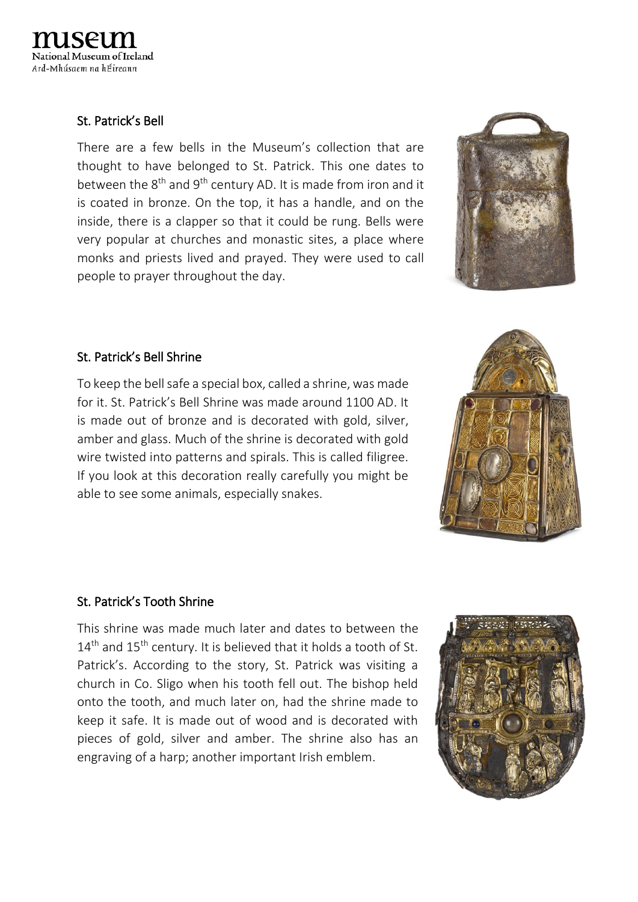## St. Patrick's Bell

There are a few bells in the Museum's collection that are thought to have belonged to St. Patrick. This one dates to between the 8th and 9th century AD. It is made from iron and it is coated in bronze. On the top, it has a handle, and on the inside, there is a clapper so that it could be rung. Bells were very popular at churches and monastic sites, a place where monks and priests lived and prayed. They were used to call people to prayer throughout the day.

## St. Patrick's Bell Shrine

To keep the bell safe a special box, called a shrine, was made for it. St. Patrick's Bell Shrine was made around 1100 AD. It is made out of bronze and is decorated with gold, silver, amber and glass. Much of the shrine is decorated with gold wire twisted into patterns and spirals. This is called filigree. If you look at this decoration really carefully you might be able to see some animals, especially snakes.

## St. Patrick's Tooth Shrine

This shrine was made much later and dates to between the 14th and 15th century. It is believed that it holds a tooth of St. Patrick's. According to the story, St. Patrick was visiting a church in Co. Sligo when his tooth fell out. The bishop held onto the tooth, and much later on, had the shrine made to keep it safe. It is made out of wood and is decorated with pieces of gold, silver and amber. The shrine also has an engraving of a harp; another important Irish emblem.